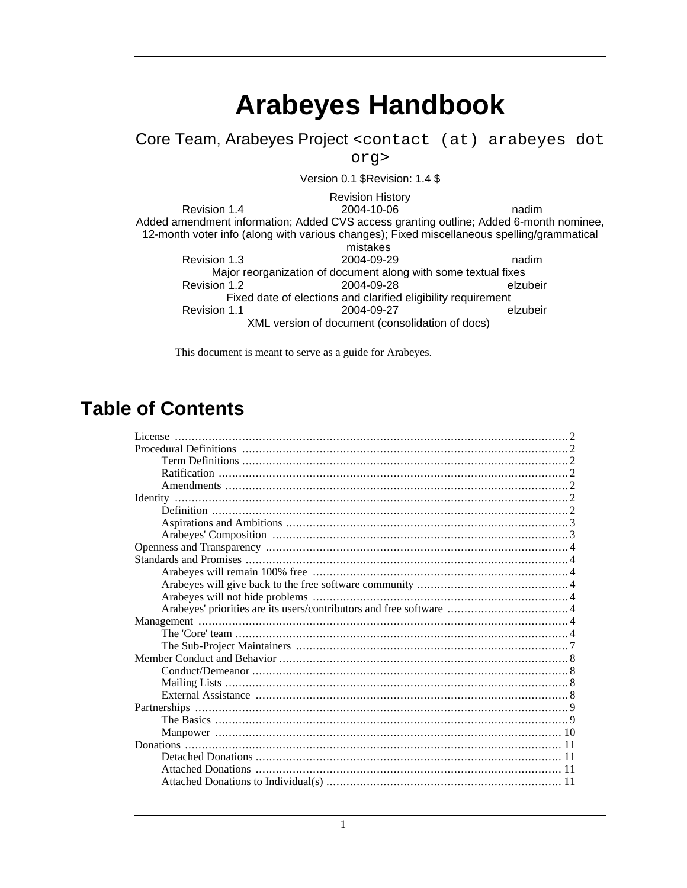# Arabeyes Handbook

Core Team, Arabeyes Project `<contact (at) arabeyes dot org>`

Version 0.1 $Revision: 1.4 $

Revision History

| | | |
|---|---|---|
| Revision 1.4 | 2004-10-06 | nadim |
| Added amendment information; Added CVS access granting outline; Added 6-month nominee, 12-month voter info (along with various changes); Fixed miscellaneous spelling/grammatical mistakes | | |
| Revision 1.3 | 2004-09-29 | nadim |
| Major reorganization of document along with some textual fixes | | |
| Revision 1.2 | 2004-09-28 | elzubeir |
| Fixed date of elections and clarified eligibility requirement | | |
| Revision 1.1 | 2004-09-27 | elzubeir |
| XML version of document (consolidation of docs) | | |

This document is meant to serve as a guide for Arabeyes.

## Table of Contents

- License .......... 2
- Procedural Definitions .......... 2
  - Term Definitions .......... 2
  - Ratification .......... 2
  - Amendments .......... 2
- Identity .......... 2
  - Definition .......... 2
  - Aspirations and Ambitions .......... 3
  - Arabeyes' Composition .......... 3
- Openness and Transparency .......... 4
- Standards and Promises .......... 4
  - Arabeyes will remain 100% free .......... 4
  - Arabeyes will give back to the free software community .......... 4
  - Arabeyes will not hide problems .......... 4
  - Arabeyes' priorities are its users/contributors and free software .......... 4
- Management .......... 4
  - The 'Core' team .......... 4
  - The Sub-Project Maintainers .......... 7
- Member Conduct and Behavior .......... 8
  - Conduct/Demeanor .......... 8
  - Mailing Lists .......... 8
  - External Assistance .......... 8
- Partnerships .......... 9
  - The Basics .......... 9
  - Manpower .......... 10
- Donations .......... 11
  - Detached Donations .......... 11
  - Attached Donations .......... 11
  - Attached Donations to Individual(s) .......... 11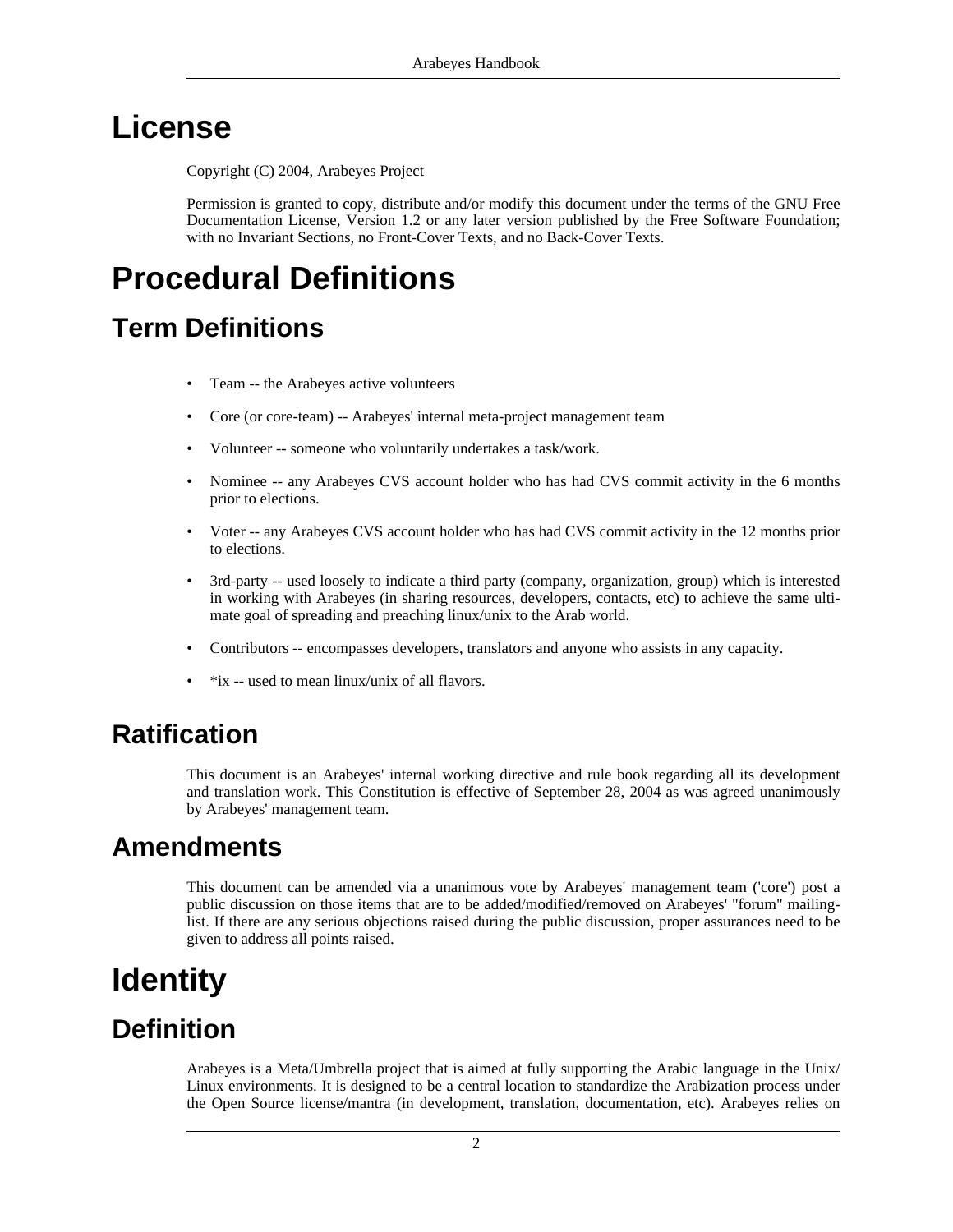# License

Copyright (C) 2004, Arabeyes Project

Permission is granted to copy, distribute and/or modify this document under the terms of the GNU Free Documentation License, Version 1.2 or any later version published by the Free Software Foundation; with no Invariant Sections, no Front-Cover Texts, and no Back-Cover Texts.

# Procedural Definitions

## Term Definitions

- Team -- the Arabeyes active volunteers
- Core (or core-team) -- Arabeyes' internal meta-project management team
- Volunteer -- someone who voluntarily undertakes a task/work.
- Nominee -- any Arabeyes CVS account holder who has had CVS commit activity in the 6 months prior to elections.
- Voter -- any Arabeyes CVS account holder who has had CVS commit activity in the 12 months prior to elections.
- 3rd-party -- used loosely to indicate a third party (company, organization, group) which is interested in working with Arabeyes (in sharing resources, developers, contacts, etc) to achieve the same ultimate goal of spreading and preaching linux/unix to the Arab world.
- Contributors -- encompasses developers, translators and anyone who assists in any capacity.
- *ix -- used to mean linux/unix of all flavors.

## Ratification

This document is an Arabeyes' internal working directive and rule book regarding all its development and translation work. This Constitution is effective of September 28, 2004 as was agreed unanimously by Arabeyes' management team.

## Amendments

This document can be amended via a unanimous vote by Arabeyes' management team ('core') post a public discussion on those items that are to be added/modified/removed on Arabeyes' "forum" mailing-list. If there are any serious objections raised during the public discussion, proper assurances need to be given to address all points raised.

# Identity

## Definition

Arabeyes is a Meta/Umbrella project that is aimed at fully supporting the Arabic language in the Unix/Linux environments. It is designed to be a central location to standardize the Arabization process under the Open Source license/mantra (in development, translation, documentation, etc). Arabeyes relies on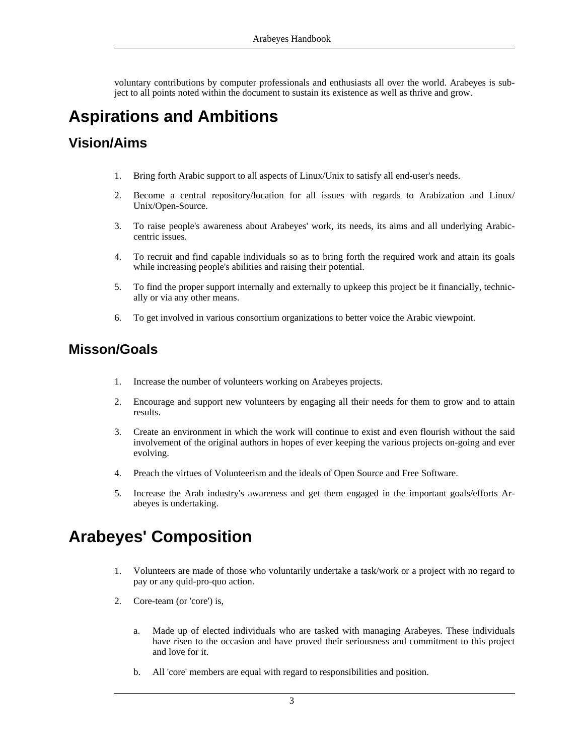voluntary contributions by computer professionals and enthusiasts all over the world. Arabeyes is subject to all points noted within the document to sustain its existence as well as thrive and grow.

# Aspirations and Ambitions

## Vision/Aims

1. Bring forth Arabic support to all aspects of Linux/Unix to satisfy all end-user's needs.
2. Become a central repository/location for all issues with regards to Arabization and Linux/Unix/Open-Source.
3. To raise people's awareness about Arabeyes' work, its needs, its aims and all underlying Arabic-centric issues.
4. To recruit and find capable individuals so as to bring forth the required work and attain its goals while increasing people's abilities and raising their potential.
5. To find the proper support internally and externally to upkeep this project be it financially, technically or via any other means.
6. To get involved in various consortium organizations to better voice the Arabic viewpoint.

## Misson/Goals

1. Increase the number of volunteers working on Arabeyes projects.
2. Encourage and support new volunteers by engaging all their needs for them to grow and to attain results.
3. Create an environment in which the work will continue to exist and even flourish without the said involvement of the original authors in hopes of ever keeping the various projects on-going and ever evolving.
4. Preach the virtues of Volunteerism and the ideals of Open Source and Free Software.
5. Increase the Arab industry's awareness and get them engaged in the important goals/efforts Arabeyes is undertaking.

# Arabeyes' Composition

1. Volunteers are made of those who voluntarily undertake a task/work or a project with no regard to pay or any quid-pro-quo action.
2. Core-team (or 'core') is,

   a. Made up of elected individuals who are tasked with managing Arabeyes. These individuals have risen to the occasion and have proved their seriousness and commitment to this project and love for it.

   b. All 'core' members are equal with regard to responsibilities and position.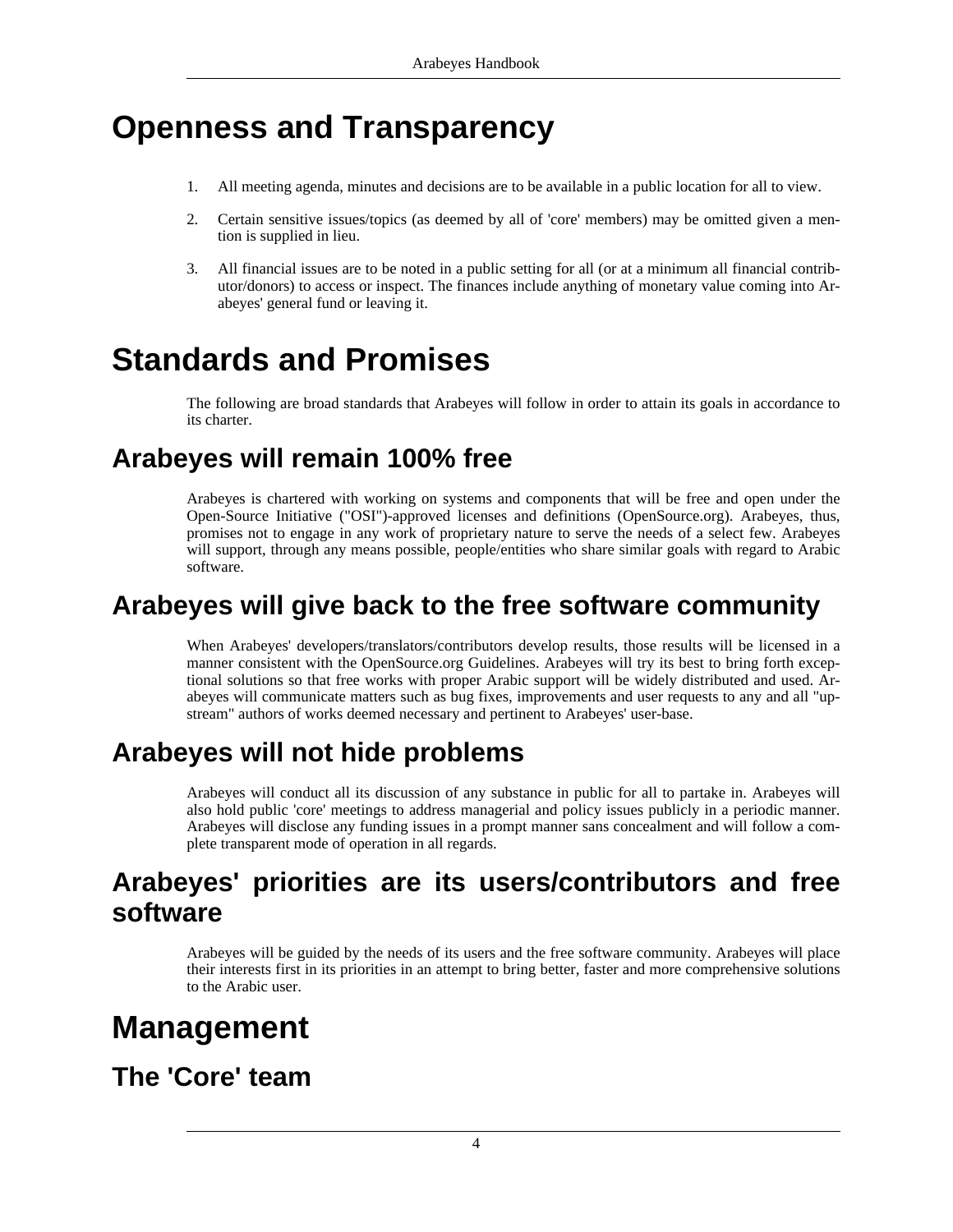# Openness and Transparency

1. All meeting agenda, minutes and decisions are to be available in a public location for all to view.
2. Certain sensitive issues/topics (as deemed by all of 'core' members) may be omitted given a mention is supplied in lieu.
3. All financial issues are to be noted in a public setting for all (or at a minimum all financial contributor/donors) to access or inspect. The finances include anything of monetary value coming into Arabeyes' general fund or leaving it.

# Standards and Promises

The following are broad standards that Arabeyes will follow in order to attain its goals in accordance to its charter.

## Arabeyes will remain 100% free

Arabeyes is chartered with working on systems and components that will be free and open under the Open-Source Initiative ("OSI")-approved licenses and definitions (OpenSource.org). Arabeyes, thus, promises not to engage in any work of proprietary nature to serve the needs of a select few. Arabeyes will support, through any means possible, people/entities who share similar goals with regard to Arabic software.

## Arabeyes will give back to the free software community

When Arabeyes' developers/translators/contributors develop results, those results will be licensed in a manner consistent with the OpenSource.org Guidelines. Arabeyes will try its best to bring forth exceptional solutions so that free works with proper Arabic support will be widely distributed and used. Arabeyes will communicate matters such as bug fixes, improvements and user requests to any and all "upstream" authors of works deemed necessary and pertinent to Arabeyes' user-base.

## Arabeyes will not hide problems

Arabeyes will conduct all its discussion of any substance in public for all to partake in. Arabeyes will also hold public 'core' meetings to address managerial and policy issues publicly in a periodic manner. Arabeyes will disclose any funding issues in a prompt manner sans concealment and will follow a complete transparent mode of operation in all regards.

## Arabeyes' priorities are its users/contributors and free software

Arabeyes will be guided by the needs of its users and the free software community. Arabeyes will place their interests first in its priorities in an attempt to bring better, faster and more comprehensive solutions to the Arabic user.

# Management

## The 'Core' team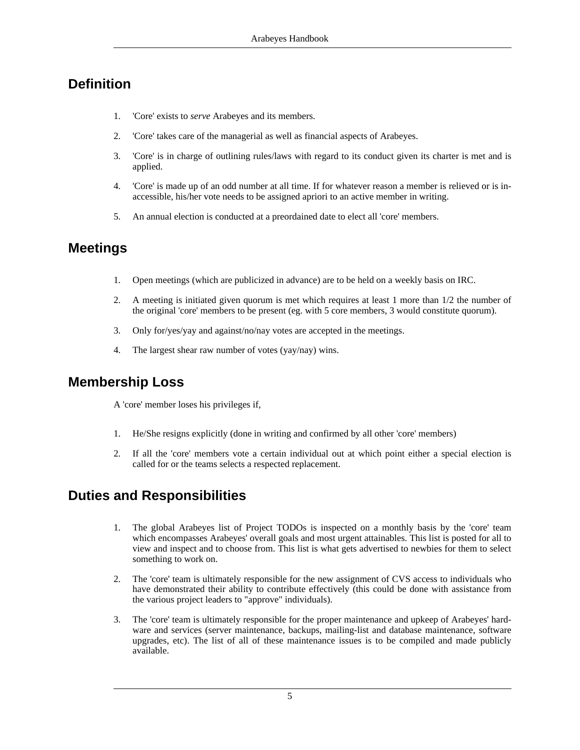## Definition

1. 'Core' exists to *serve* Arabeyes and its members.
2. 'Core' takes care of the managerial as well as financial aspects of Arabeyes.
3. 'Core' is in charge of outlining rules/laws with regard to its conduct given its charter is met and is applied.
4. 'Core' is made up of an odd number at all time. If for whatever reason a member is relieved or is inaccessible, his/her vote needs to be assigned apriori to an active member in writing.
5. An annual election is conducted at a preordained date to elect all 'core' members.

## Meetings

1. Open meetings (which are publicized in advance) are to be held on a weekly basis on IRC.
2. A meeting is initiated given quorum is met which requires at least 1 more than 1/2 the number of the original 'core' members to be present (eg. with 5 core members, 3 would constitute quorum).
3. Only for/yes/yay and against/no/nay votes are accepted in the meetings.
4. The largest shear raw number of votes (yay/nay) wins.

## Membership Loss

A 'core' member loses his privileges if,

1. He/She resigns explicitly (done in writing and confirmed by all other 'core' members)
2. If all the 'core' members vote a certain individual out at which point either a special election is called for or the teams selects a respected replacement.

## Duties and Responsibilities

1. The global Arabeyes list of Project TODOs is inspected on a monthly basis by the 'core' team which encompasses Arabeyes' overall goals and most urgent attainables. This list is posted for all to view and inspect and to choose from. This list is what gets advertised to newbies for them to select something to work on.
2. The 'core' team is ultimately responsible for the new assignment of CVS access to individuals who have demonstrated their ability to contribute effectively (this could be done with assistance from the various project leaders to "approve" individuals).
3. The 'core' team is ultimately responsible for the proper maintenance and upkeep of Arabeyes' hardware and services (server maintenance, backups, mailing-list and database maintenance, software upgrades, etc). The list of all of these maintenance issues is to be compiled and made publicly available.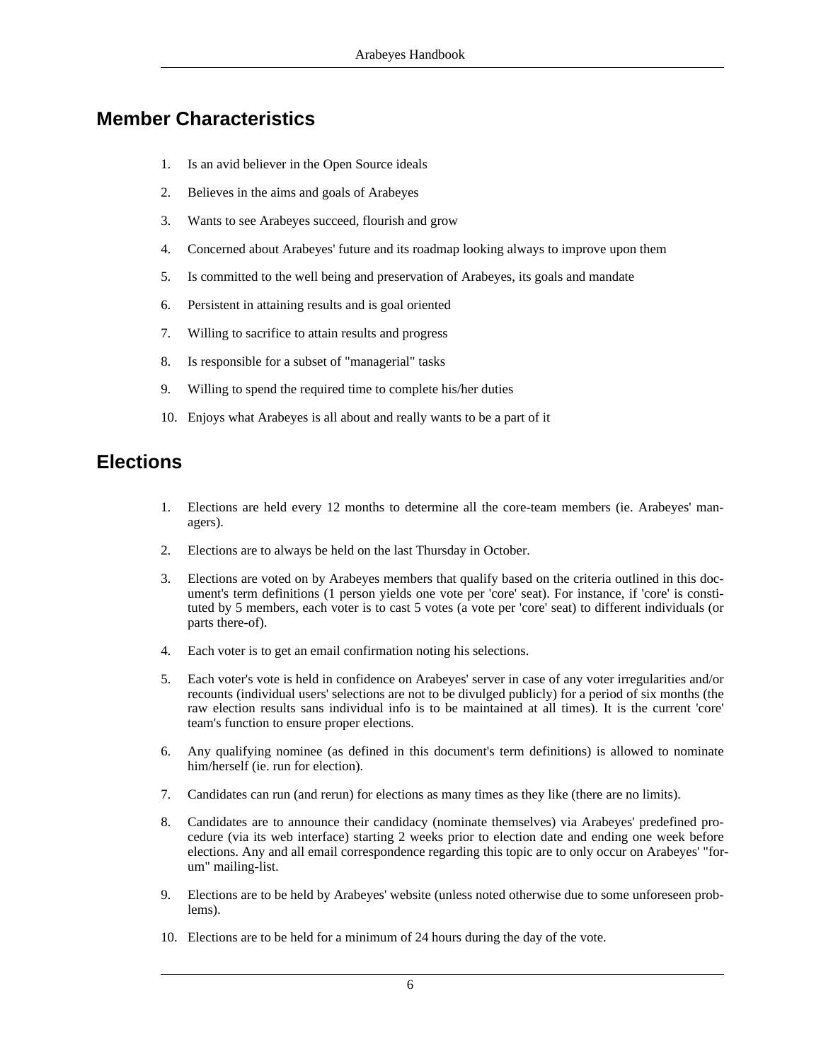## Member Characteristics

1. Is an avid believer in the Open Source ideals
2. Believes in the aims and goals of Arabeyes
3. Wants to see Arabeyes succeed, flourish and grow
4. Concerned about Arabeyes' future and its roadmap looking always to improve upon them
5. Is committed to the well being and preservation of Arabeyes, its goals and mandate
6. Persistent in attaining results and is goal oriented
7. Willing to sacrifice to attain results and progress
8. Is responsible for a subset of "managerial" tasks
9. Willing to spend the required time to complete his/her duties
10. Enjoys what Arabeyes is all about and really wants to be a part of it

## Elections

1. Elections are held every 12 months to determine all the core-team members (ie. Arabeyes' managers).
2. Elections are to always be held on the last Thursday in October.
3. Elections are voted on by Arabeyes members that qualify based on the criteria outlined in this document's term definitions (1 person yields one vote per 'core' seat). For instance, if 'core' is constituted by 5 members, each voter is to cast 5 votes (a vote per 'core' seat) to different individuals (or parts there-of).
4. Each voter is to get an email confirmation noting his selections.
5. Each voter's vote is held in confidence on Arabeyes' server in case of any voter irregularities and/or recounts (individual users' selections are not to be divulged publicly) for a period of six months (the raw election results sans individual info is to be maintained at all times). It is the current 'core' team's function to ensure proper elections.
6. Any qualifying nominee (as defined in this document's term definitions) is allowed to nominate him/herself (ie. run for election).
7. Candidates can run (and rerun) for elections as many times as they like (there are no limits).
8. Candidates are to announce their candidacy (nominate themselves) via Arabeyes' predefined procedure (via its web interface) starting 2 weeks prior to election date and ending one week before elections. Any and all email correspondence regarding this topic are to only occur on Arabeyes' "forum" mailing-list.
9. Elections are to be held by Arabeyes' website (unless noted otherwise due to some unforeseen problems).
10. Elections are to be held for a minimum of 24 hours during the day of the vote.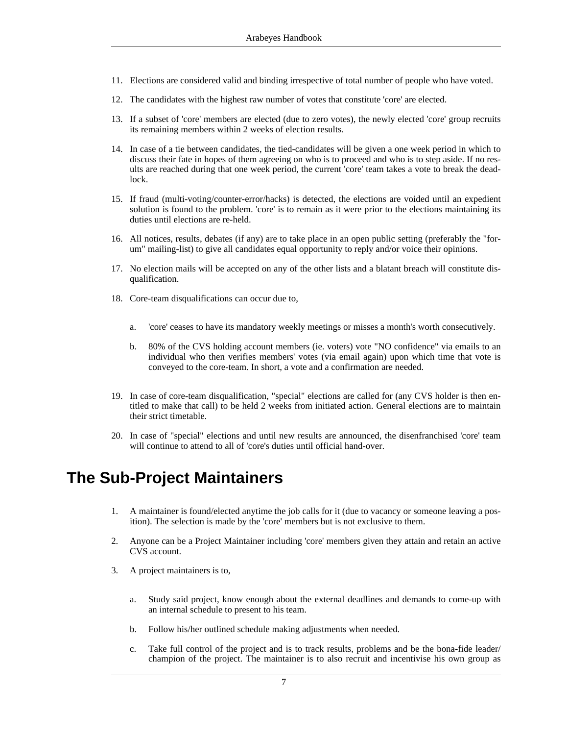11. Elections are considered valid and binding irrespective of total number of people who have voted.

12. The candidates with the highest raw number of votes that constitute 'core' are elected.

13. If a subset of 'core' members are elected (due to zero votes), the newly elected 'core' group recruits its remaining members within 2 weeks of election results.

14. In case of a tie between candidates, the tied-candidates will be given a one week period in which to discuss their fate in hopes of them agreeing on who is to proceed and who is to step aside. If no results are reached during that one week period, the current 'core' team takes a vote to break the deadlock.

15. If fraud (multi-voting/counter-error/hacks) is detected, the elections are voided until an expedient solution is found to the problem. 'core' is to remain as it were prior to the elections maintaining its duties until elections are re-held.

16. All notices, results, debates (if any) are to take place in an open public setting (preferably the "forum" mailing-list) to give all candidates equal opportunity to reply and/or voice their opinions.

17. No election mails will be accepted on any of the other lists and a blatant breach will constitute disqualification.

18. Core-team disqualifications can occur due to,

    a. 'core' ceases to have its mandatory weekly meetings or misses a month's worth consecutively.

    b. 80% of the CVS holding account members (ie. voters) vote "NO confidence" via emails to an individual who then verifies members' votes (via email again) upon which time that vote is conveyed to the core-team. In short, a vote and a confirmation are needed.

19. In case of core-team disqualification, "special" elections are called for (any CVS holder is then entitled to make that call) to be held 2 weeks from initiated action. General elections are to maintain their strict timetable.

20. In case of "special" elections and until new results are announced, the disenfranchised 'core' team will continue to attend to all of 'core's duties until official hand-over.

# The Sub-Project Maintainers

1. A maintainer is found/elected anytime the job calls for it (due to vacancy or someone leaving a position). The selection is made by the 'core' members but is not exclusive to them.

2. Anyone can be a Project Maintainer including 'core' members given they attain and retain an active CVS account.

3. A project maintainers is to,

    a. Study said project, know enough about the external deadlines and demands to come-up with an internal schedule to present to his team.

    b. Follow his/her outlined schedule making adjustments when needed.

    c. Take full control of the project and is to track results, problems and be the bona-fide leader/champion of the project. The maintainer is to also recruit and incentivise his own group as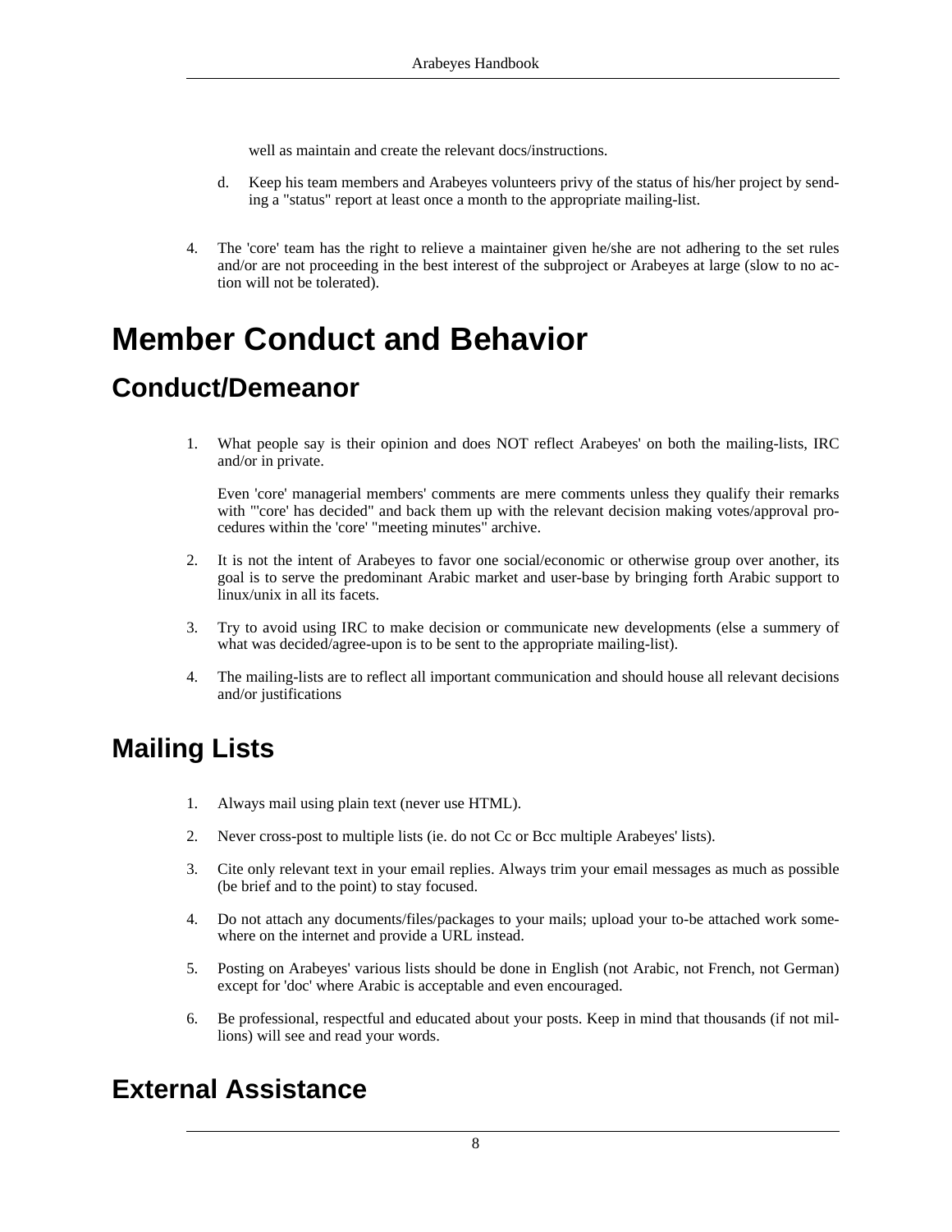well as maintain and create the relevant docs/instructions.

d. Keep his team members and Arabeyes volunteers privy of the status of his/her project by sending a "status" report at least once a month to the appropriate mailing-list.

4. The 'core' team has the right to relieve a maintainer given he/she are not adhering to the set rules and/or are not proceeding in the best interest of the subproject or Arabeyes at large (slow to no action will not be tolerated).

# Member Conduct and Behavior

## Conduct/Demeanor

1. What people say is their opinion and does NOT reflect Arabeyes' on both the mailing-lists, IRC and/or in private.

   Even 'core' managerial members' comments are mere comments unless they qualify their remarks with "'core' has decided" and back them up with the relevant decision making votes/approval procedures within the 'core' "meeting minutes" archive.

2. It is not the intent of Arabeyes to favor one social/economic or otherwise group over another, its goal is to serve the predominant Arabic market and user-base by bringing forth Arabic support to linux/unix in all its facets.

3. Try to avoid using IRC to make decision or communicate new developments (else a summery of what was decided/agree-upon is to be sent to the appropriate mailing-list).

4. The mailing-lists are to reflect all important communication and should house all relevant decisions and/or justifications

## Mailing Lists

1. Always mail using plain text (never use HTML).

2. Never cross-post to multiple lists (ie. do not Cc or Bcc multiple Arabeyes' lists).

3. Cite only relevant text in your email replies. Always trim your email messages as much as possible (be brief and to the point) to stay focused.

4. Do not attach any documents/files/packages to your mails; upload your to-be attached work somewhere on the internet and provide a URL instead.

5. Posting on Arabeyes' various lists should be done in English (not Arabic, not French, not German) except for 'doc' where Arabic is acceptable and even encouraged.

6. Be professional, respectful and educated about your posts. Keep in mind that thousands (if not millions) will see and read your words.

## External Assistance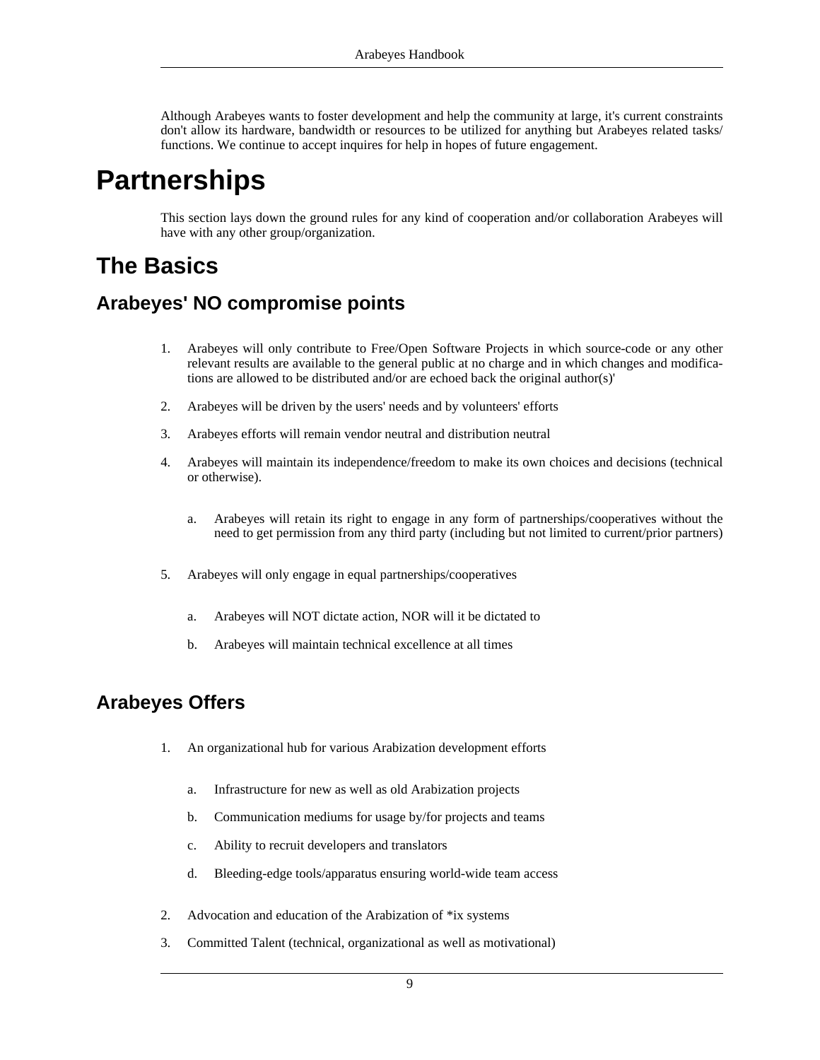Although Arabeyes wants to foster development and help the community at large, it's current constraints don't allow its hardware, bandwidth or resources to be utilized for anything but Arabeyes related tasks/ functions. We continue to accept inquires for help in hopes of future engagement.

# Partnerships

This section lays down the ground rules for any kind of cooperation and/or collaboration Arabeyes will have with any other group/organization.

## The Basics

### Arabeyes' NO compromise points

1. Arabeyes will only contribute to Free/Open Software Projects in which source-code or any other relevant results are available to the general public at no charge and in which changes and modifications are allowed to be distributed and/or are echoed back the original author(s)'
2. Arabeyes will be driven by the users' needs and by volunteers' efforts
3. Arabeyes efforts will remain vendor neutral and distribution neutral
4. Arabeyes will maintain its independence/freedom to make its own choices and decisions (technical or otherwise).
   a. Arabeyes will retain its right to engage in any form of partnerships/cooperatives without the need to get permission from any third party (including but not limited to current/prior partners)
5. Arabeyes will only engage in equal partnerships/cooperatives
   a. Arabeyes will NOT dictate action, NOR will it be dictated to
   b. Arabeyes will maintain technical excellence at all times

### Arabeyes Offers

1. An organizational hub for various Arabization development efforts
   a. Infrastructure for new as well as old Arabization projects
   b. Communication mediums for usage by/for projects and teams
   c. Ability to recruit developers and translators
   d. Bleeding-edge tools/apparatus ensuring world-wide team access
2. Advocation and education of the Arabization of *ix systems
3. Committed Talent (technical, organizational as well as motivational)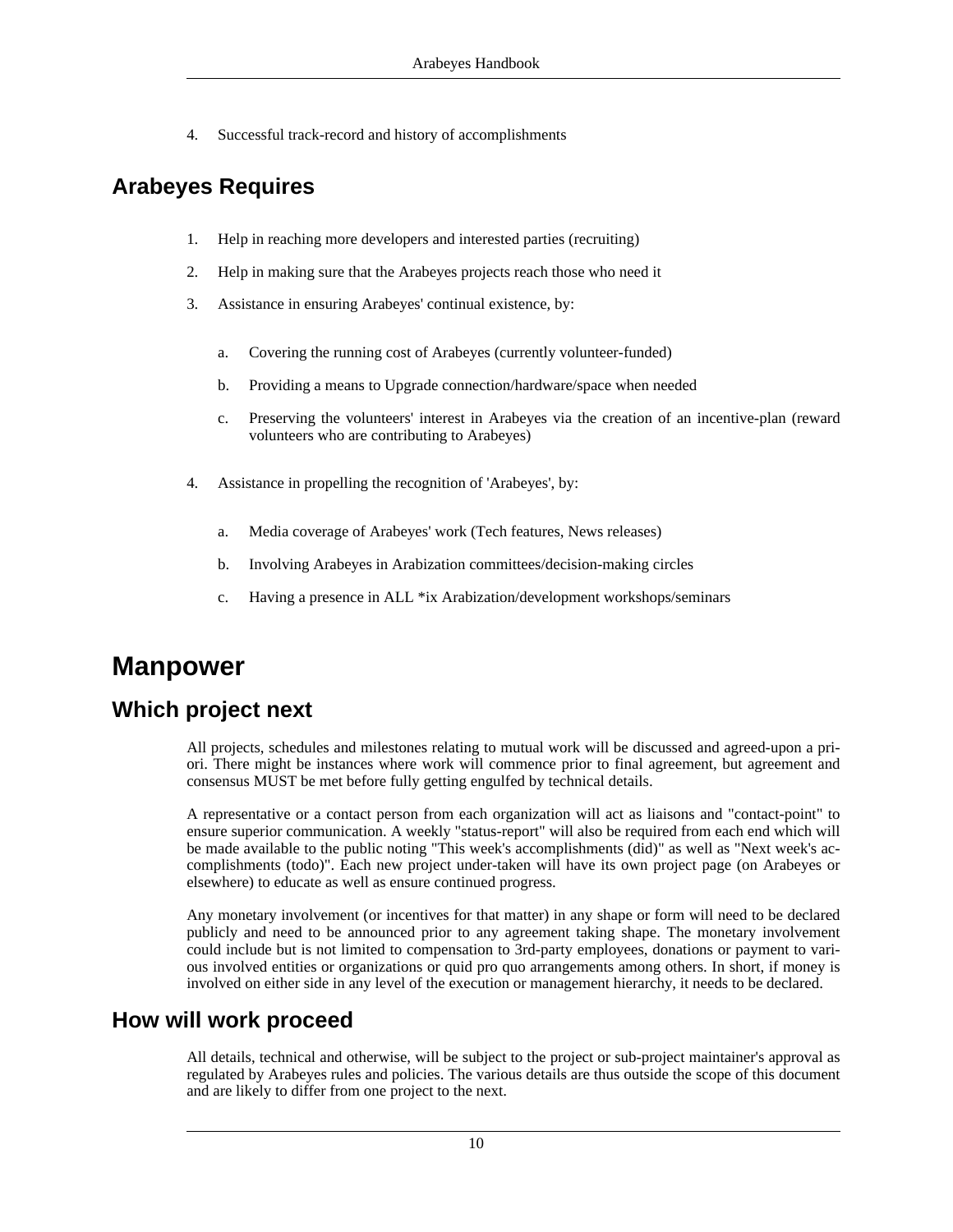4. Successful track-record and history of accomplishments

## Arabeyes Requires

1. Help in reaching more developers and interested parties (recruiting)
2. Help in making sure that the Arabeyes projects reach those who need it
3. Assistance in ensuring Arabeyes' continual existence, by:
   a. Covering the running cost of Arabeyes (currently volunteer-funded)
   b. Providing a means to Upgrade connection/hardware/space when needed
   c. Preserving the volunteers' interest in Arabeyes via the creation of an incentive-plan (reward volunteers who are contributing to Arabeyes)
4. Assistance in propelling the recognition of 'Arabeyes', by:
   a. Media coverage of Arabeyes' work (Tech features, News releases)
   b. Involving Arabeyes in Arabization committees/decision-making circles
   c. Having a presence in ALL *ix Arabization/development workshops/seminars

# Manpower

## Which project next

All projects, schedules and milestones relating to mutual work will be discussed and agreed-upon a priori. There might be instances where work will commence prior to final agreement, but agreement and consensus MUST be met before fully getting engulfed by technical details.

A representative or a contact person from each organization will act as liaisons and "contact-point" to ensure superior communication. A weekly "status-report" will also be required from each end which will be made available to the public noting "This week's accomplishments (did)" as well as "Next week's accomplishments (todo)". Each new project under-taken will have its own project page (on Arabeyes or elsewhere) to educate as well as ensure continued progress.

Any monetary involvement (or incentives for that matter) in any shape or form will need to be declared publicly and need to be announced prior to any agreement taking shape. The monetary involvement could include but is not limited to compensation to 3rd-party employees, donations or payment to various involved entities or organizations or quid pro quo arrangements among others. In short, if money is involved on either side in any level of the execution or management hierarchy, it needs to be declared.

## How will work proceed

All details, technical and otherwise, will be subject to the project or sub-project maintainer's approval as regulated by Arabeyes rules and policies. The various details are thus outside the scope of this document and are likely to differ from one project to the next.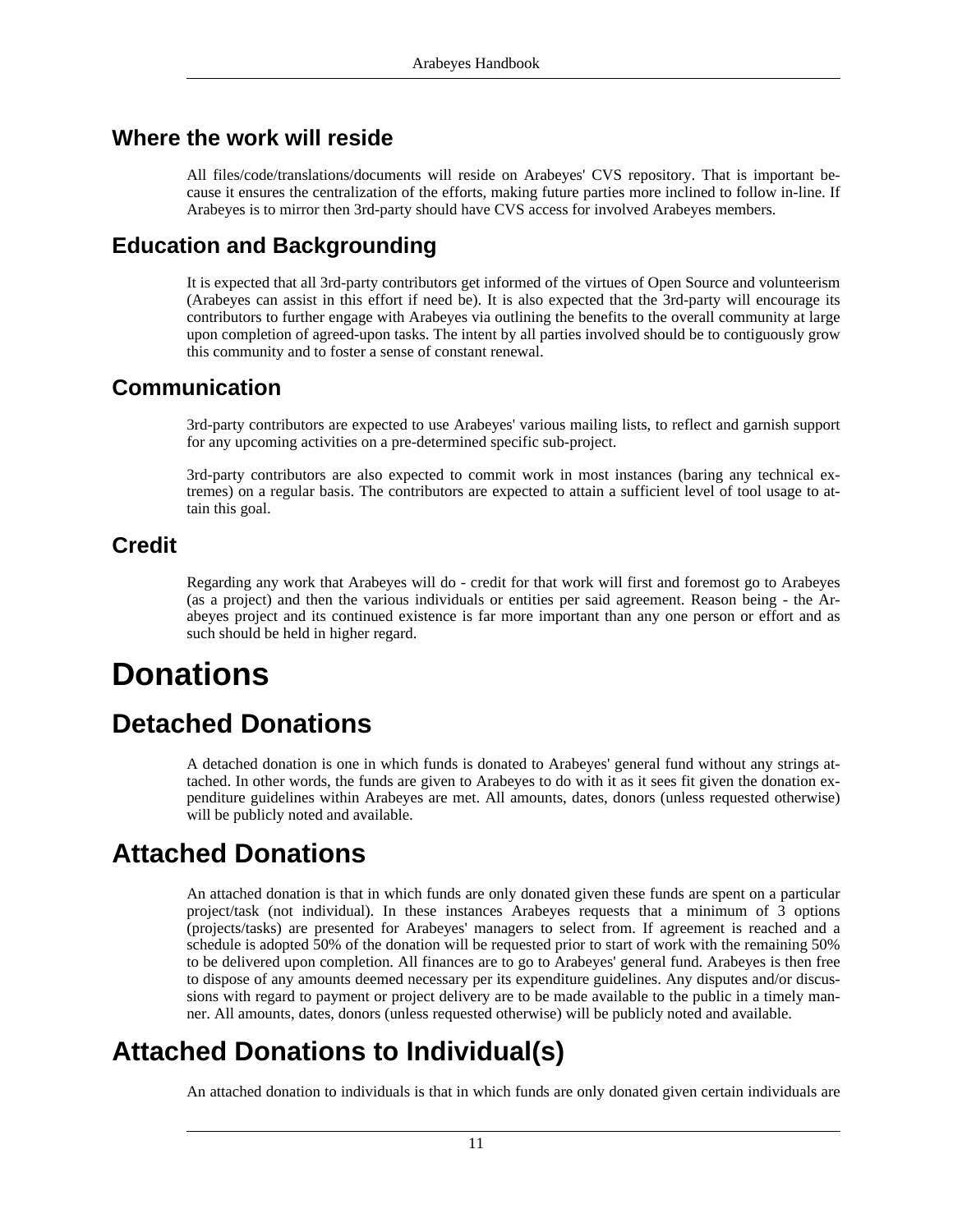## Where the work will reside

All files/code/translations/documents will reside on Arabeyes' CVS repository. That is important because it ensures the centralization of the efforts, making future parties more inclined to follow in-line. If Arabeyes is to mirror then 3rd-party should have CVS access for involved Arabeyes members.

## Education and Backgrounding

It is expected that all 3rd-party contributors get informed of the virtues of Open Source and volunteerism (Arabeyes can assist in this effort if need be). It is also expected that the 3rd-party will encourage its contributors to further engage with Arabeyes via outlining the benefits to the overall community at large upon completion of agreed-upon tasks. The intent by all parties involved should be to contiguously grow this community and to foster a sense of constant renewal.

## Communication

3rd-party contributors are expected to use Arabeyes' various mailing lists, to reflect and garnish support for any upcoming activities on a pre-determined specific sub-project.

3rd-party contributors are also expected to commit work in most instances (baring any technical extremes) on a regular basis. The contributors are expected to attain a sufficient level of tool usage to attain this goal.

## Credit

Regarding any work that Arabeyes will do - credit for that work will first and foremost go to Arabeyes (as a project) and then the various individuals or entities per said agreement. Reason being - the Arabeyes project and its continued existence is far more important than any one person or effort and as such should be held in higher regard.

# Donations

## Detached Donations

A detached donation is one in which funds is donated to Arabeyes' general fund without any strings attached. In other words, the funds are given to Arabeyes to do with it as it sees fit given the donation expenditure guidelines within Arabeyes are met. All amounts, dates, donors (unless requested otherwise) will be publicly noted and available.

## Attached Donations

An attached donation is that in which funds are only donated given these funds are spent on a particular project/task (not individual). In these instances Arabeyes requests that a minimum of 3 options (projects/tasks) are presented for Arabeyes' managers to select from. If agreement is reached and a schedule is adopted 50% of the donation will be requested prior to start of work with the remaining 50% to be delivered upon completion. All finances are to go to Arabeyes' general fund. Arabeyes is then free to dispose of any amounts deemed necessary per its expenditure guidelines. Any disputes and/or discussions with regard to payment or project delivery are to be made available to the public in a timely manner. All amounts, dates, donors (unless requested otherwise) will be publicly noted and available.

## Attached Donations to Individual(s)

An attached donation to individuals is that in which funds are only donated given certain individuals are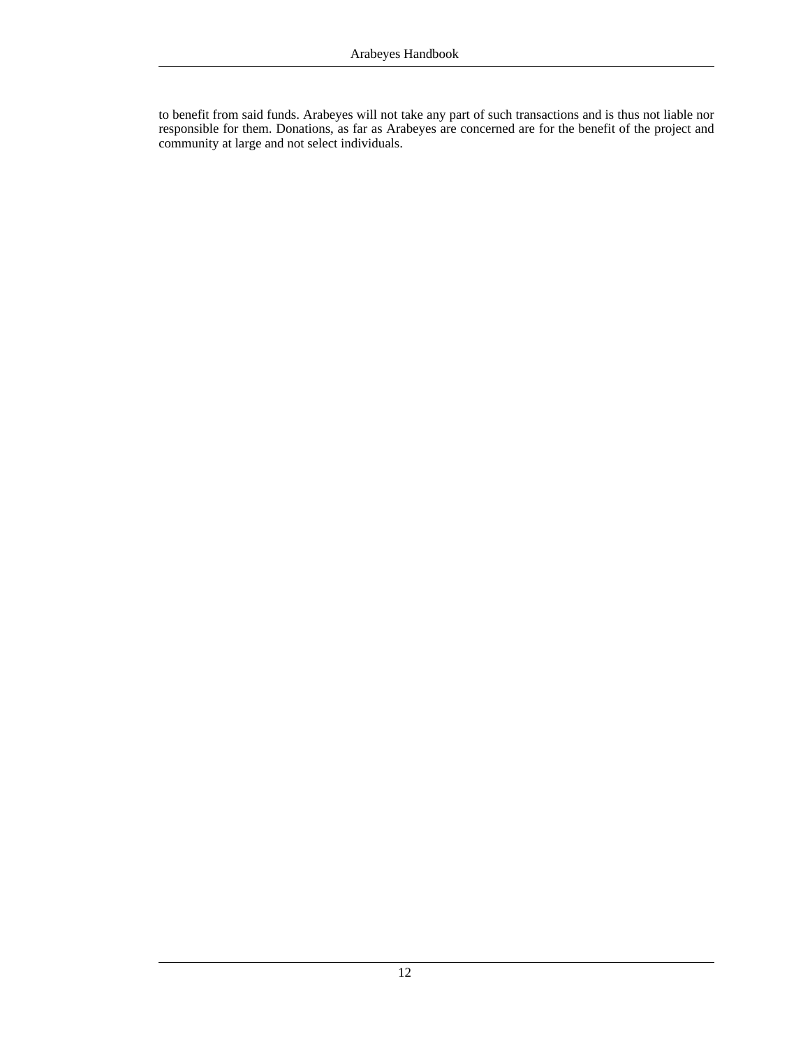to benefit from said funds. Arabeyes will not take any part of such transactions and is thus not liable nor responsible for them. Donations, as far as Arabeyes are concerned are for the benefit of the project and community at large and not select individuals.